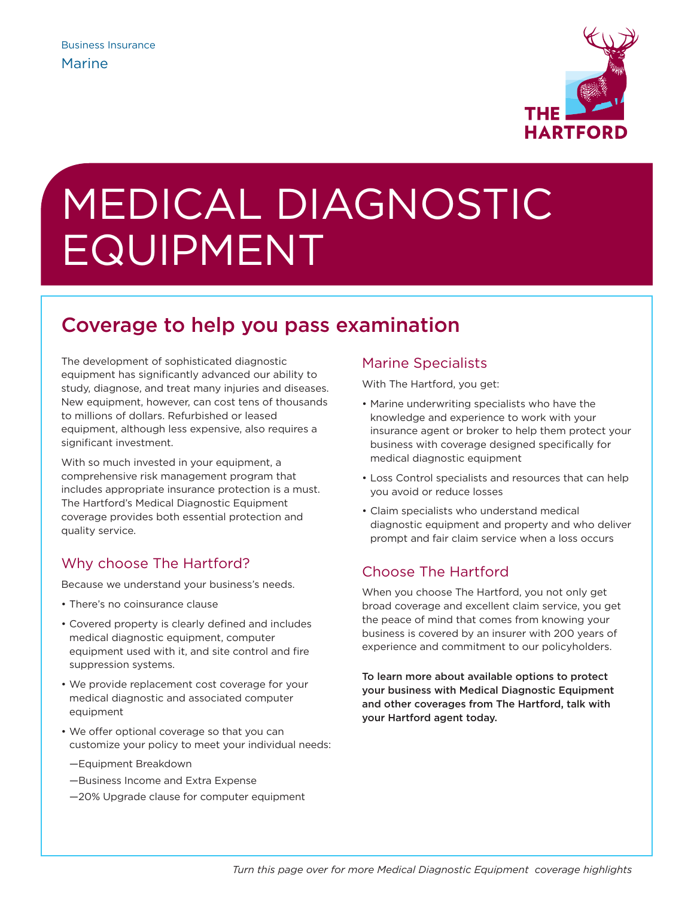Business Insurance

Marine

THE HARTFORD

# MEDICAL DIAGNOSTIC EQUIPMENT

## Coverage to help you pass examination

The development of sophisticated diagnostic equipment has significantly advanced our ability to study, diagnose, and treat many injuries and diseases. New equipment, however, can cost tens of thousands to millions of dollars. Refurbished or leased equipment, although less expensive, also requires a significant investment.

With so much invested in your equipment, a comprehensive risk management program that includes appropriate insurance protection is a must. The Hartford's Medical Diagnostic Equipment coverage provides both essential protection and quality service.

### Why choose The Hartford?

Because we understand your business's needs.

- There's no coinsurance clause
- Covered property is clearly defined and includes medical diagnostic equipment, computer equipment used with it, and site control and fire suppression systems.
- We provide replacement cost coverage for your medical diagnostic and associated computer equipment
- We offer optional coverage so that you can customize your policy to meet your individual needs:

—Equipment Breakdown

—Business Income and Extra Expense

—20% Upgrade clause for computer equipment

### Marine Specialists

With The Hartford, you get:

- Marine underwriting specialists who have the knowledge and experience to work with your insurance agent or broker to help them protect your business with coverage designed specifically for medical diagnostic equipment
- Loss Control specialists and resources that can help you avoid or reduce losses
- Claim specialists who understand medical diagnostic equipment and property and who deliver prompt and fair claim service when a loss occurs

### Choose The Hartford

When you choose The Hartford, you not only get broad coverage and excellent claim service, you get the peace of mind that comes from knowing your business is covered by an insurer with 200 years of experience and commitment to our policyholders.

**To learn more about available options to protect your business with Medical Diagnostic Equipment and other coverages from The Hartford, talk with your Hartford agent today.**

*Turn this page over for more Medical Diagnostic Equipment coverage highlights*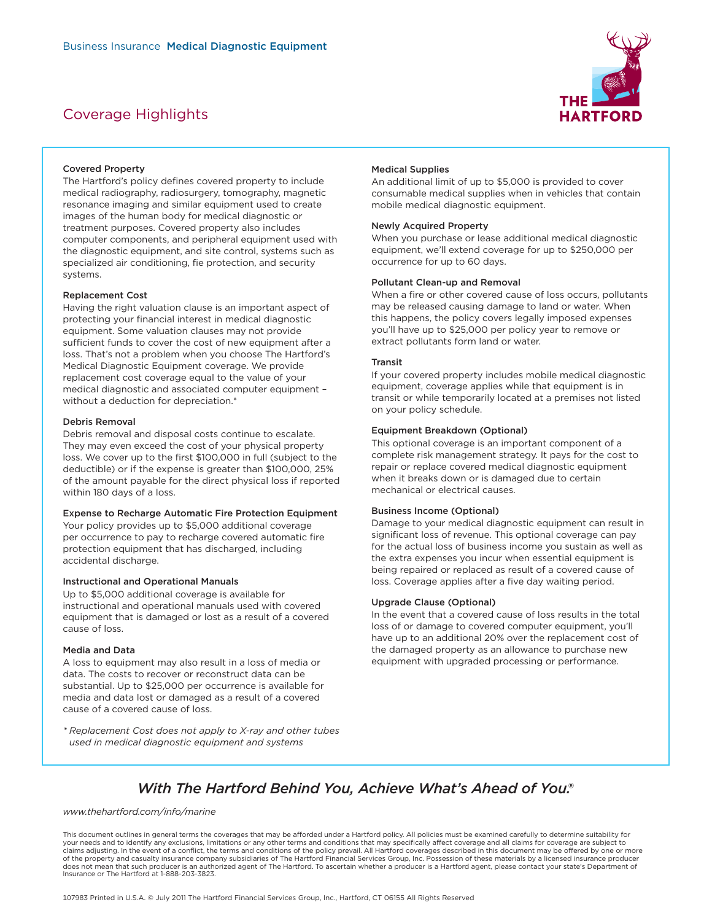Business Insurance **Medical Diagnostic Equipment**

# Coverage Highlights

### Covered Property

The Hartford's policy defines covered property to include medical radiography, radiosurgery, tomography, magnetic resonance imaging and similar equipment used to create images of the human body for medical diagnostic or treatment purposes. Covered property also includes computer components, and peripheral equipment used with the diagnostic equipment, and site control, systems such as specialized air conditioning, fie protection, and security systems.

### Replacement Cost

Having the right valuation clause is an important aspect of protecting your financial interest in medical diagnostic equipment. Some valuation clauses may not provide sufficient funds to cover the cost of new equipment after a loss. That's not a problem when you choose The Hartford's Medical Diagnostic Equipment coverage. We provide replacement cost coverage equal to the value of your medical diagnostic and associated computer equipment – without a deduction for depreciation.*

### Debris Removal

Debris removal and disposal costs continue to escalate. They may even exceed the cost of your physical property loss. We cover up to the first $100,000 in full (subject to the deductible) or if the expense is greater than $100,000, 25% of the amount payable for the direct physical loss if reported within 180 days of a loss.

### Expense to Recharge Automatic Fire Protection Equipment

Your policy provides up to $5,000 additional coverage per occurrence to pay to recharge covered automatic fire protection equipment that has discharged, including accidental discharge.

### Instructional and Operational Manuals

Up to $5,000 additional coverage is available for instructional and operational manuals used with covered equipment that is damaged or lost as a result of a covered cause of loss.

### Media and Data

A loss to equipment may also result in a loss of media or data. The costs to recover or reconstruct data can be substantial. Up to $25,000 per occurrence is available for media and data lost or damaged as a result of a covered cause of a covered cause of loss.

*\* Replacement Cost does not apply to X-ray and other tubes used in medical diagnostic equipment and systems*

### Medical Supplies

An additional limit of up to $5,000 is provided to cover consumable medical supplies when in vehicles that contain mobile medical diagnostic equipment.

### Newly Acquired Property

When you purchase or lease additional medical diagnostic equipment, we'll extend coverage for up to $250,000 per occurrence for up to 60 days.

### Pollutant Clean-up and Removal

When a fire or other covered cause of loss occurs, pollutants may be released causing damage to land or water. When this happens, the policy covers legally imposed expenses you'll have up to $25,000 per policy year to remove or extract pollutants form land or water.

### Transit

If your covered property includes mobile medical diagnostic equipment, coverage applies while that equipment is in transit or while temporarily located at a premises not listed on your policy schedule.

### Equipment Breakdown (Optional)

This optional coverage is an important component of a complete risk management strategy. It pays for the cost to repair or replace covered medical diagnostic equipment when it breaks down or is damaged due to certain mechanical or electrical causes.

### Business Income (Optional)

Damage to your medical diagnostic equipment can result in significant loss of revenue. This optional coverage can pay for the actual loss of business income you sustain as well as the extra expenses you incur when essential equipment is being repaired or replaced as result of a covered cause of loss. Coverage applies after a five day waiting period.

### Upgrade Clause (Optional)

In the event that a covered cause of loss results in the total loss of or damage to covered computer equipment, you'll have up to an additional 20% over the replacement cost of the damaged property as an allowance to purchase new equipment with upgraded processing or performance.

*With The Hartford Behind You, Achieve What's Ahead of You.®*

*www.thehartford.com/info/marine*

This document outlines in general terms the coverages that may be afforded under a Hartford policy. All policies must be examined carefully to determine suitability for your needs and to identify any exclusions, limitations or any other terms and conditions that may specifically affect coverage and all claims for coverage are subject to claims adjusting. In the event of a conflict, the terms and conditions of the policy prevail. All Hartford coverages described in this document may be offered by one or more of the property and casualty insurance company subsidiaries of The Hartford Financial Services Group, Inc. Possession of these materials by a licensed insurance producer does not mean that such producer is an authorized agent of The Hartford. To ascertain whether a producer is a Hartford agent, please contact your state's Department of Insurance or The Hartford at 1-888-203-3823.

107983 Printed in U.S.A. © July 2011 The Hartford Financial Services Group, Inc., Hartford, CT 06155 All Rights Reserved